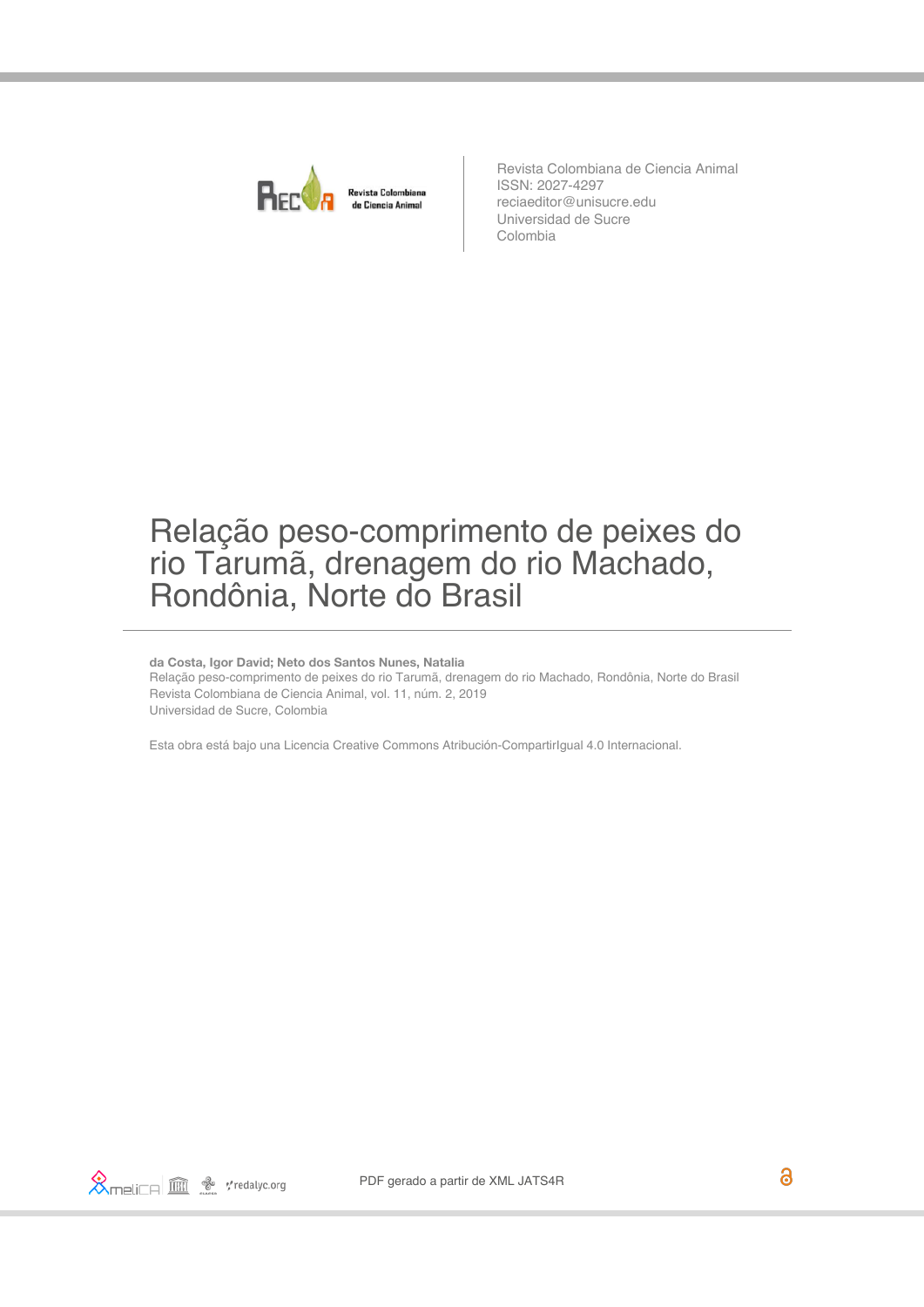Revista Colombiana de Ciencia Animal
ISSN: 2027-4297
reciaeditor@unisucre.edu
Universidad de Sucre
Colombia

# Relação peso-comprimento de peixes do rio Tarumã, drenagem do rio Machado, Rondônia, Norte do Brasil

**da Costa, Igor David; Neto dos Santos Nunes, Natalia**

Relação peso-comprimento de peixes do rio Tarumã, drenagem do rio Machado, Rondônia, Norte do Brasil
Revista Colombiana de Ciencia Animal, vol. 11, núm. 2, 2019
Universidad de Sucre, Colombia

Esta obra está bajo una Licencia Creative Commons Atribución-CompartirIgual 4.0 Internacional.

PDF gerado a partir de XML JATS4R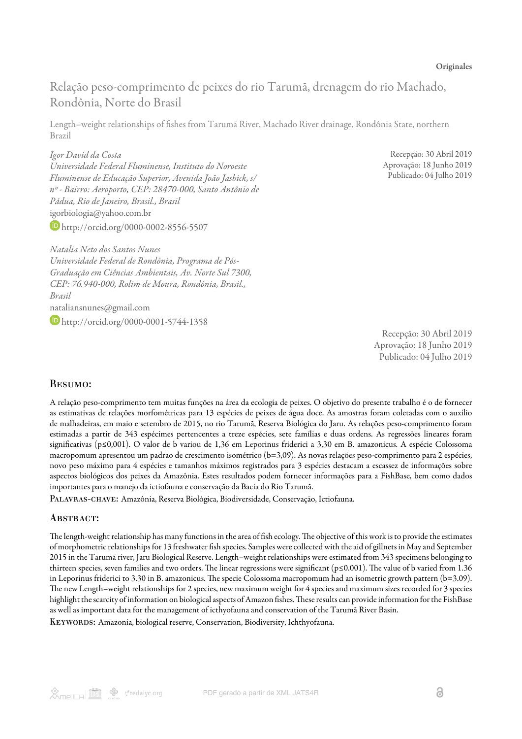Originales

# Relação peso-comprimento de peixes do rio Tarumã, drenagem do rio Machado, Rondônia, Norte do Brasil

Length–weight relationships of fishes from Tarumã River, Machado River drainage, Rondônia State, northern Brazil

*Igor David da Costa*
*Universidade Federal Fluminense, Instituto do Noroeste Fluminense de Educação Superior, Avenida João Jasbick, s/ nº - Bairro: Aeroporto, CEP: 28470-000, Santo Antônio de Pádua, Rio de Janeiro, Brasil., Brasil*
igorbiologia@yahoo.com.br
http://orcid.org/0000-0002-8556-5507

*Natalia Neto dos Santos Nunes*
*Universidade Federal de Rondônia, Programa de Pós-Graduação em Ciências Ambientais, Av. Norte Sul 7300, CEP: 76.940-000, Rolim de Moura, Rondônia, Brasil., Brasil*
nataliansnunes@gmail.com
http://orcid.org/0000-0001-5744-1358

Recepção: 30 Abril 2019
Aprovação: 18 Junho 2019
Publicado: 04 Julho 2019

## Resumo:

A relação peso-comprimento tem muitas funções na área da ecologia de peixes. O objetivo do presente trabalho é o de fornecer as estimativas de relações morfométricas para 13 espécies de peixes de água doce. As amostras foram coletadas com o auxílio de malhadeiras, em maio e setembro de 2015, no rio Tarumã, Reserva Biológica do Jaru. As relações peso-comprimento foram estimadas a partir de 343 espécimes pertencentes a treze espécies, sete famílias e duas ordens. As regressões lineares foram significativas ($p \leq 0{,}001$). O valor de b variou de 1,36 em Leporinus friderici a 3,30 em B. amazonicus. A espécie Colossoma macropomum apresentou um padrão de crescimento isométrico (b=3,09). As novas relações peso-comprimento para 2 espécies, novo peso máximo para 4 espécies e tamanhos máximos registrados para 3 espécies destacam a escassez de informações sobre aspectos biológicos dos peixes da Amazônia. Estes resultados podem fornecer informações para a FishBase, bem como dados importantes para o manejo da ictiofauna e conservação da Bacia do Rio Tarumã.

Palavras-chave: Amazônia, Reserva Biológica, Biodiversidade, Conservação, Ictiofauna.

## Abstract:

The length-weight relationship has many functions in the area of fish ecology. The objective of this work is to provide the estimates of morphometric relationships for 13 freshwater fish species. Samples were collected with the aid of gillnets in May and September 2015 in the Tarumã river, Jaru Biological Reserve. Length–weight relationships were estimated from 343 specimens belonging to thirteen species, seven families and two orders. The linear regressions were significant ($p \leq 0.001$). The value of b varied from 1.36 in Leporinus friderici to 3.30 in B. amazonicus. The specie Colossoma macropomum had an isometric growth pattern (b=3.09). The new Length–weight relationships for 2 species, new maximum weight for 4 species and maximum sizes recorded for 3 species highlight the scarcity of information on biological aspects of Amazon fishes. These results can provide information for the FishBase as well as important data for the management of icthyofauna and conservation of the Tarumã River Basin.

Keywords: Amazonia, biological reserve, Conservation, Biodiversity, Ichthyofauna.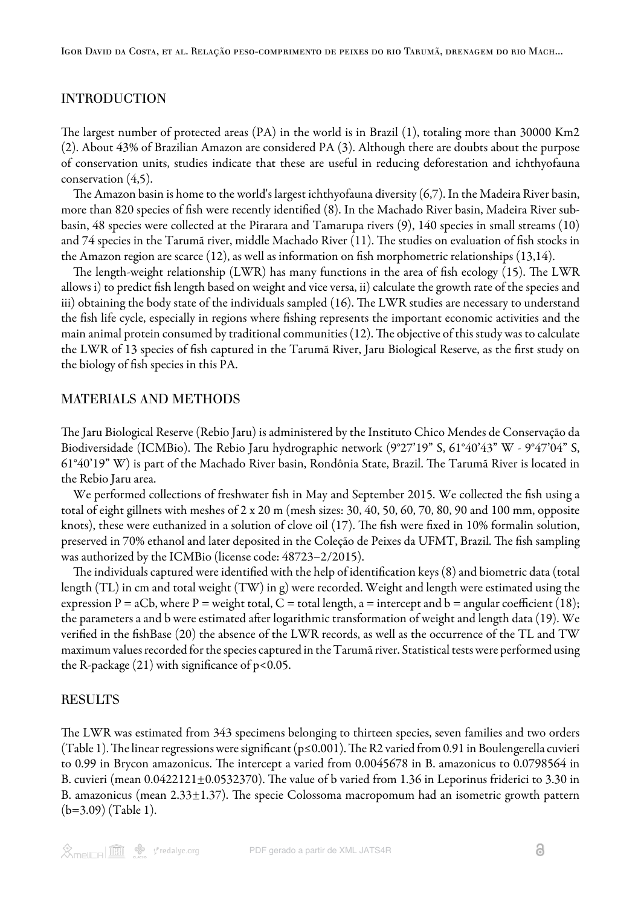## INTRODUCTION

The largest number of protected areas (PA) in the world is in Brazil (1), totaling more than 30000 Km2 (2). About 43% of Brazilian Amazon are considered PA (3). Although there are doubts about the purpose of conservation units, studies indicate that these are useful in reducing deforestation and ichthyofauna conservation (4,5).

The Amazon basin is home to the world's largest ichthyofauna diversity (6,7). In the Madeira River basin, more than 820 species of fish were recently identified (8). In the Machado River basin, Madeira River sub-basin, 48 species were collected at the Pirarara and Tamarupa rivers (9), 140 species in small streams (10) and 74 species in the Tarumã river, middle Machado River (11). The studies on evaluation of fish stocks in the Amazon region are scarce (12), as well as information on fish morphometric relationships (13,14).

The length-weight relationship (LWR) has many functions in the area of fish ecology (15). The LWR allows i) to predict fish length based on weight and vice versa, ii) calculate the growth rate of the species and iii) obtaining the body state of the individuals sampled (16). The LWR studies are necessary to understand the fish life cycle, especially in regions where fishing represents the important economic activities and the main animal protein consumed by traditional communities (12). The objective of this study was to calculate the LWR of 13 species of fish captured in the Tarumã River, Jaru Biological Reserve, as the first study on the biology of fish species in this PA.

## MATERIALS AND METHODS

The Jaru Biological Reserve (Rebio Jaru) is administered by the Instituto Chico Mendes de Conservação da Biodiversidade (ICMBio). The Rebio Jaru hydrographic network (9°27'19" S, 61°40'43" W - 9°47'04" S, 61°40'19" W) is part of the Machado River basin, Rondônia State, Brazil. The Tarumã River is located in the Rebio Jaru area.

We performed collections of freshwater fish in May and September 2015. We collected the fish using a total of eight gillnets with meshes of 2 x 20 m (mesh sizes: 30, 40, 50, 60, 70, 80, 90 and 100 mm, opposite knots), these were euthanized in a solution of clove oil (17). The fish were fixed in 10% formalin solution, preserved in 70% ethanol and later deposited in the Coleção de Peixes da UFMT, Brazil. The fish sampling was authorized by the ICMBio (license code: 48723–2/2015).

The individuals captured were identified with the help of identification keys (8) and biometric data (total length (TL) in cm and total weight (TW) in g) were recorded. Weight and length were estimated using the expression $P = aC^b$, where P = weight total, C = total length, a = intercept and b = angular coefficient (18); the parameters a and b were estimated after logarithmic transformation of weight and length data (19). We verified in the fishBase (20) the absence of the LWR records, as well as the occurrence of the TL and TW maximum values recorded for the species captured in the Tarumã river. Statistical tests were performed using the R-package (21) with significance of $p<0.05$.

## RESULTS

The LWR was estimated from 343 specimens belonging to thirteen species, seven families and two orders (Table 1). The linear regressions were significant ($p\leq0.001$). The $R^2$ varied from 0.91 in Boulengerella cuvieri to 0.99 in Brycon amazonicus. The intercept a varied from 0.0045678 in B. amazonicus to 0.0798564 in B. cuvieri (mean 0.0422121±0.0532370). The value of b varied from 1.36 in Leporinus friderici to 3.30 in B. amazonicus (mean 2.33±1.37). The specie Colossoma macropomum had an isometric growth pattern (b=3.09) (Table 1).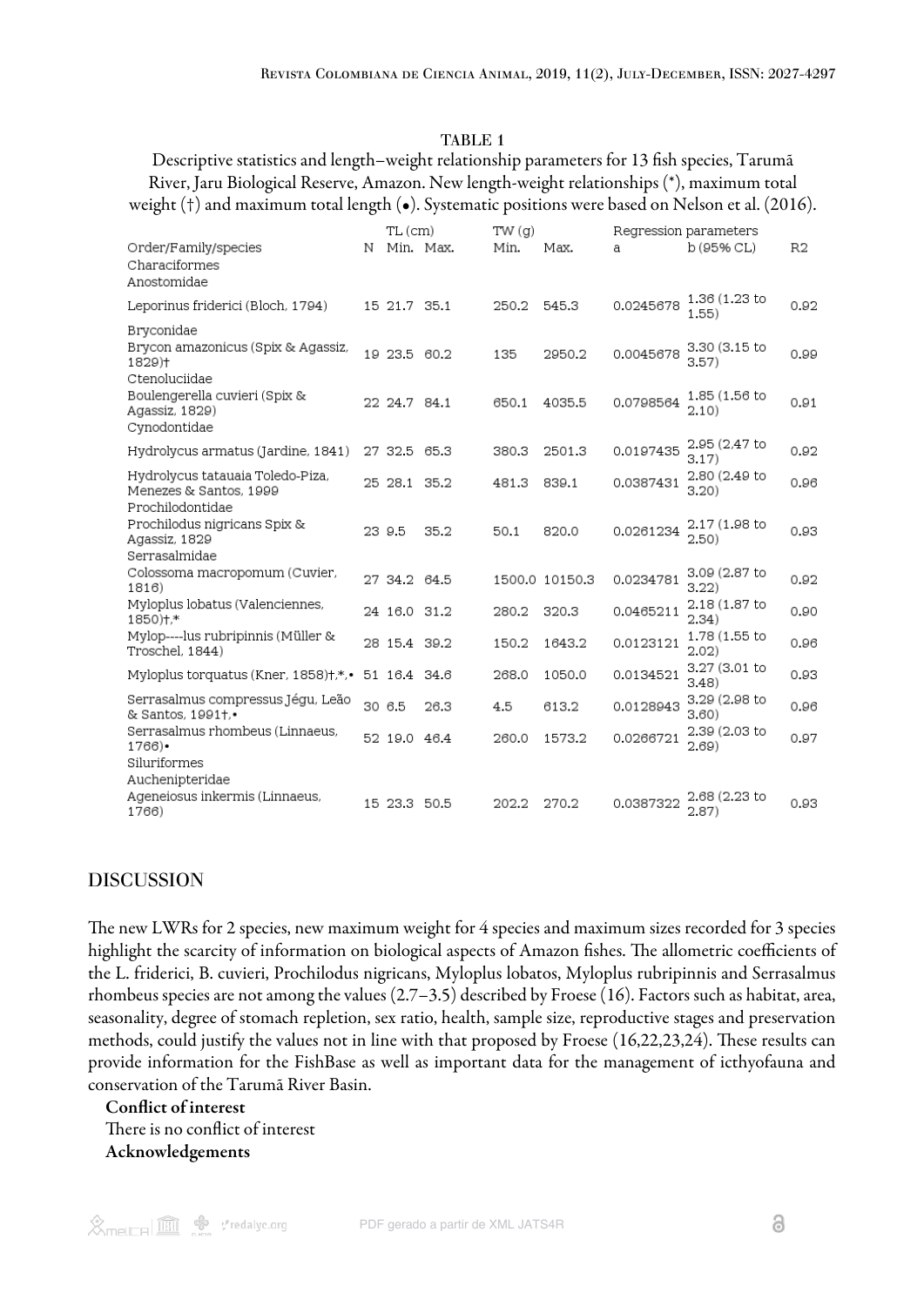TABLE 1

Descriptive statistics and length–weight relationship parameters for 13 fish species, Tarumã River, Jaru Biological Reserve, Amazon. New length-weight relationships (*), maximum total weight (†) and maximum total length (•). Systematic positions were based on Nelson et al. (2016).

| Order/Family/species | N | TL (cm) Min. | TL (cm) Max. | TW (g) Min. | TW (g) Max. | Regression parameters a | b (95% CL) | R2 |
|---|---|---|---|---|---|---|---|---|
| Characiformes | | | | | | | | |
| Anostomidae | | | | | | | | |
| Leporinus friderici (Bloch, 1794) | 15 | 21.7 | 35.1 | 250.2 | 545.3 | 0.0245678 | 1.36 (1.23 to 1.55) | 0.92 |
| Bryconidae | | | | | | | | |
| Brycon amazonicus (Spix & Agassiz, 1829)† | 19 | 23.5 | 60.2 | 135 | 2950.2 | 0.0045678 | 3.30 (3.15 to 3.57) | 0.99 |
| Ctenoluciidae | | | | | | | | |
| Boulengerella cuvieri (Spix & Agassiz, 1829) | 22 | 24.7 | 84.1 | 650.1 | 4035.5 | 0.0798564 | 1.85 (1.56 to 2.10) | 0.91 |
| Cynodontidae | | | | | | | | |
| Hydrolycus armatus (Jardine, 1841) | 27 | 32.5 | 65.3 | 380.3 | 2501.3 | 0.0197435 | 2.95 (2.47 to 3.17) | 0.92 |
| Hydrolycus tatauaia Toledo-Piza, Menezes & Santos, 1999 | 25 | 28.1 | 35.2 | 481.3 | 839.1 | 0.0387431 | 2.80 (2.49 to 3.20) | 0.96 |
| Prochilodontidae | | | | | | | | |
| Prochilodus nigricans Spix & Agassiz, 1829 | 23 | 9.5 | 35.2 | 50.1 | 820.0 | 0.0261234 | 2.17 (1.98 to 2.50) | 0.93 |
| Serrasalmidae | | | | | | | | |
| Colossoma macropomum (Cuvier, 1816) | 27 | 34.2 | 64.5 | 1500.0 | 10150.3 | 0.0234781 | 3.09 (2.87 to 3.22) | 0.92 |
| Myloplus lobatus (Valenciennes, 1850)†,* | 24 | 16.0 | 31.2 | 280.2 | 320.3 | 0.0465211 | 2.18 (1.87 to 2.34) | 0.90 |
| Mylop----lus rubripinnis (Müller & Troschel, 1844) | 28 | 15.4 | 39.2 | 150.2 | 1643.2 | 0.0123121 | 1.78 (1.55 to 2.02) | 0.96 |
| Myloplus torquatus (Kner, 1858)†,*,• | 51 | 16.4 | 34.6 | 268.0 | 1050.0 | 0.0134521 | 3.27 (3.01 to 3.48) | 0.93 |
| Serrasalmus compressus Jégu, Leão & Santos, 1991†,• | 30 | 6.5 | 26.3 | 4.5 | 613.2 | 0.0128943 | 3.29 (2.98 to 3.60) | 0.96 |
| Serrasalmus rhombeus (Linnaeus, 1766)• | 52 | 19.0 | 46.4 | 260.0 | 1573.2 | 0.0266721 | 2.39 (2.03 to 2.69) | 0.97 |
| Siluriformes | | | | | | | | |
| Auchenipteridae | | | | | | | | |
| Ageneiosus inkermis (Linnaeus, 1766) | 15 | 23.3 | 50.5 | 202.2 | 270.2 | 0.0387322 | 2.68 (2.23 to 2.87) | 0.93 |

## DISCUSSION

The new LWRs for 2 species, new maximum weight for 4 species and maximum sizes recorded for 3 species highlight the scarcity of information on biological aspects of Amazon fishes. The allometric coefficients of the L. friderici, B. cuvieri, Prochilodus nigricans, Myloplus lobatos, Myloplus rubripinnis and Serrasalmus rhombeus species are not among the values (2.7–3.5) described by Froese (16). Factors such as habitat, area, seasonality, degree of stomach repletion, sex ratio, health, sample size, reproductive stages and preservation methods, could justify the values not in line with that proposed by Froese (16,22,23,24). These results can provide information for the FishBase as well as important data for the management of icthyofauna and conservation of the Tarumã River Basin.

**Conflict of interest**

There is no conflict of interest

**Acknowledgements**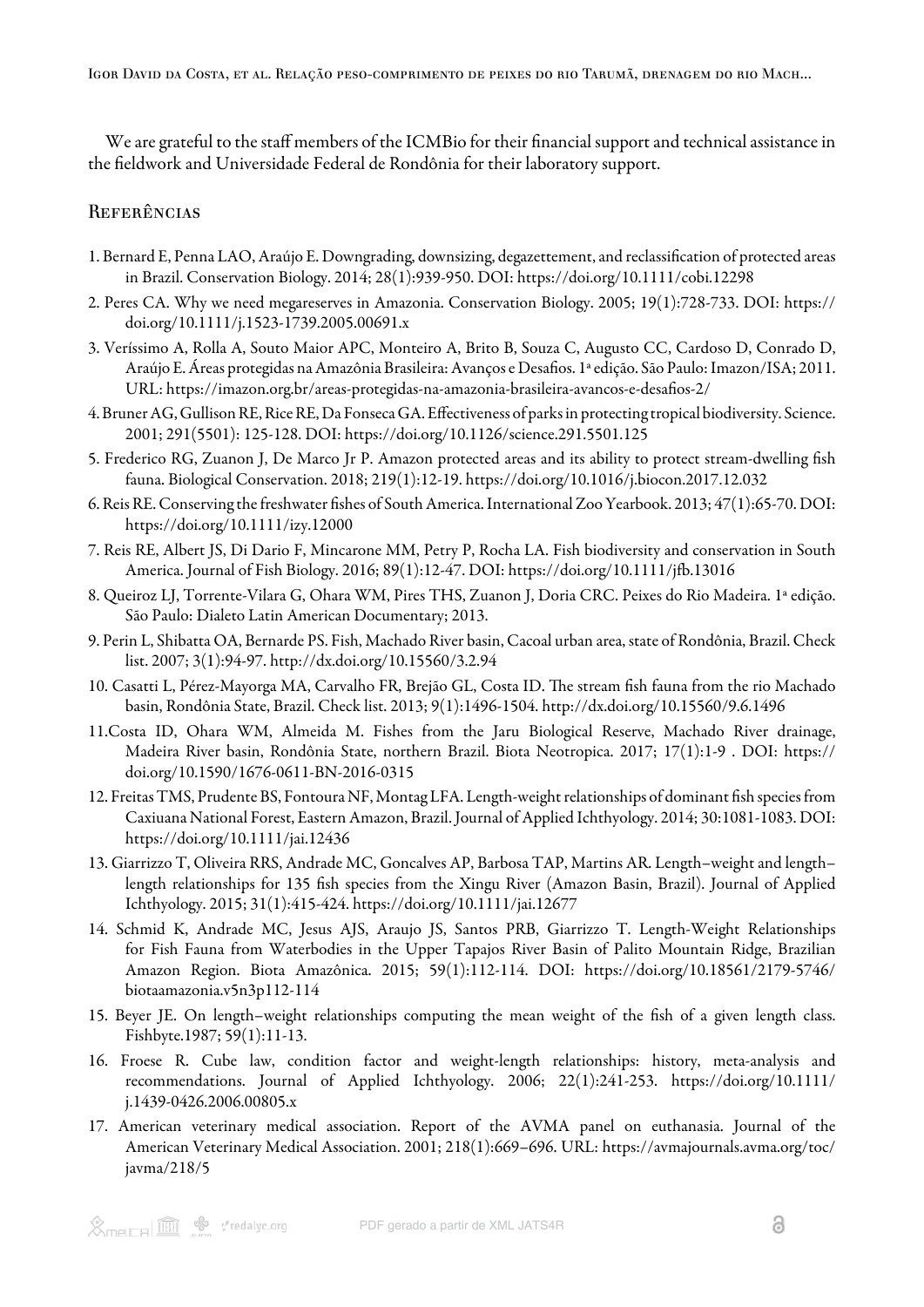We are grateful to the staff members of the ICMBio for their financial support and technical assistance in the fieldwork and Universidade Federal de Rondônia for their laboratory support.

## Referências

1. Bernard E, Penna LAO, Araújo E. Downgrading, downsizing, degazettement, and reclassification of protected areas in Brazil. Conservation Biology. 2014; 28(1):939-950. DOI: https://doi.org/10.1111/cobi.12298
2. Peres CA. Why we need megareserves in Amazonia. Conservation Biology. 2005; 19(1):728-733. DOI: https://doi.org/10.1111/j.1523-1739.2005.00691.x
3. Veríssimo A, Rolla A, Souto Maior APC, Monteiro A, Brito B, Souza C, Augusto CC, Cardoso D, Conrado D, Araújo E. Áreas protegidas na Amazônia Brasileira: Avanços e Desafios. 1ª edição. São Paulo: Imazon/ISA; 2011. URL: https://imazon.org.br/areas-protegidas-na-amazonia-brasileira-avancos-e-desafios-2/
4. Bruner AG, Gullison RE, Rice RE, Da Fonseca GA. Effectiveness of parks in protecting tropical biodiversity. Science. 2001; 291(5501): 125-128. DOI: https://doi.org/10.1126/science.291.5501.125
5. Frederico RG, Zuanon J, De Marco Jr P. Amazon protected areas and its ability to protect stream-dwelling fish fauna. Biological Conservation. 2018; 219(1):12-19. https://doi.org/10.1016/j.biocon.2017.12.032
6. Reis RE. Conserving the freshwater fishes of South America. International Zoo Yearbook. 2013; 47(1):65-70. DOI: https://doi.org/10.1111/izy.12000
7. Reis RE, Albert JS, Di Dario F, Mincarone MM, Petry P, Rocha LA. Fish biodiversity and conservation in South America. Journal of Fish Biology. 2016; 89(1):12-47. DOI: https://doi.org/10.1111/jfb.13016
8. Queiroz LJ, Torrente-Vilara G, Ohara WM, Pires THS, Zuanon J, Doria CRC. Peixes do Rio Madeira. 1ª edição. São Paulo: Dialeto Latin American Documentary; 2013.
9. Perin L, Shibatta OA, Bernarde PS. Fish, Machado River basin, Cacoal urban area, state of Rondônia, Brazil. Check list. 2007; 3(1):94-97. http://dx.doi.org/10.15560/3.2.94
10. Casatti L, Pérez-Mayorga MA, Carvalho FR, Brejão GL, Costa ID. The stream fish fauna from the rio Machado basin, Rondônia State, Brazil. Check list. 2013; 9(1):1496-1504. http://dx.doi.org/10.15560/9.6.1496
11. Costa ID, Ohara WM, Almeida M. Fishes from the Jaru Biological Reserve, Machado River drainage, Madeira River basin, Rondônia State, northern Brazil. Biota Neotropica. 2017; 17(1):1-9 . DOI: https://doi.org/10.1590/1676-0611-BN-2016-0315
12. Freitas TMS, Prudente BS, Fontoura NF, Montag LFA. Length-weight relationships of dominant fish species from Caxiuana National Forest, Eastern Amazon, Brazil. Journal of Applied Ichthyology. 2014; 30:1081-1083. DOI: https://doi.org/10.1111/jai.12436
13. Giarrizzo T, Oliveira RRS, Andrade MC, Goncalves AP, Barbosa TAP, Martins AR. Length–weight and length–length relationships for 135 fish species from the Xingu River (Amazon Basin, Brazil). Journal of Applied Ichthyology. 2015; 31(1):415-424. https://doi.org/10.1111/jai.12677
14. Schmid K, Andrade MC, Jesus AJS, Araujo JS, Santos PRB, Giarrizzo T. Length-Weight Relationships for Fish Fauna from Waterbodies in the Upper Tapajos River Basin of Palito Mountain Ridge, Brazilian Amazon Region. Biota Amazônica. 2015; 59(1):112-114. DOI: https://doi.org/10.18561/2179-5746/biotaamazonia.v5n3p112-114
15. Beyer JE. On length–weight relationships computing the mean weight of the fish of a given length class. Fishbyte.1987; 59(1):11-13.
16. Froese R. Cube law, condition factor and weight-length relationships: history, meta-analysis and recommendations. Journal of Applied Ichthyology. 2006; 22(1):241-253. https://doi.org/10.1111/j.1439-0426.2006.00805.x
17. American veterinary medical association. Report of the AVMA panel on euthanasia. Journal of the American Veterinary Medical Association. 2001; 218(1):669–696. URL: https://avmajournals.avma.org/toc/javma/218/5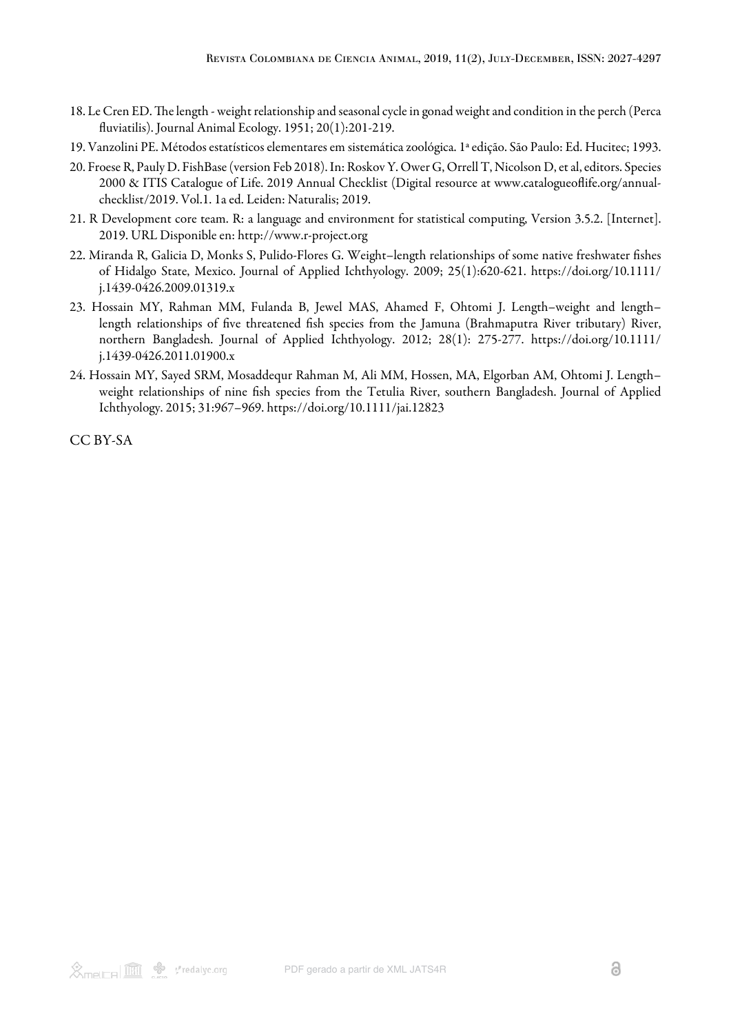18. Le Cren ED. The length - weight relationship and seasonal cycle in gonad weight and condition in the perch (Perca fluviatilis). Journal Animal Ecology. 1951; 20(1):201-219.

19. Vanzolini PE. Métodos estatísticos elementares em sistemática zoológica. 1ª edição. São Paulo: Ed. Hucitec; 1993.

20. Froese R, Pauly D. FishBase (version Feb 2018). In: Roskov Y. Ower G, Orrell T, Nicolson D, et al, editors. Species 2000 & ITIS Catalogue of Life. 2019 Annual Checklist (Digital resource at www.catalogueoflife.org/annual-checklist/2019. Vol.1. 1a ed. Leiden: Naturalis; 2019.

21. R Development core team. R: a language and environment for statistical computing, Version 3.5.2. [Internet]. 2019. URL Disponible en: http://www.r-project.org

22. Miranda R, Galicia D, Monks S, Pulido-Flores G. Weight–length relationships of some native freshwater fishes of Hidalgo State, Mexico. Journal of Applied Ichthyology. 2009; 25(1):620-621. https://doi.org/10.1111/j.1439-0426.2009.01319.x

23. Hossain MY, Rahman MM, Fulanda B, Jewel MAS, Ahamed F, Ohtomi J. Length–weight and length–length relationships of five threatened fish species from the Jamuna (Brahmaputra River tributary) River, northern Bangladesh. Journal of Applied Ichthyology. 2012; 28(1): 275-277. https://doi.org/10.1111/j.1439-0426.2011.01900.x

24. Hossain MY, Sayed SRM, Mosaddequr Rahman M, Ali MM, Hossen, MA, Elgorban AM, Ohtomi J. Length–weight relationships of nine fish species from the Tetulia River, southern Bangladesh. Journal of Applied Ichthyology. 2015; 31:967–969. https://doi.org/10.1111/jai.12823

CC BY-SA